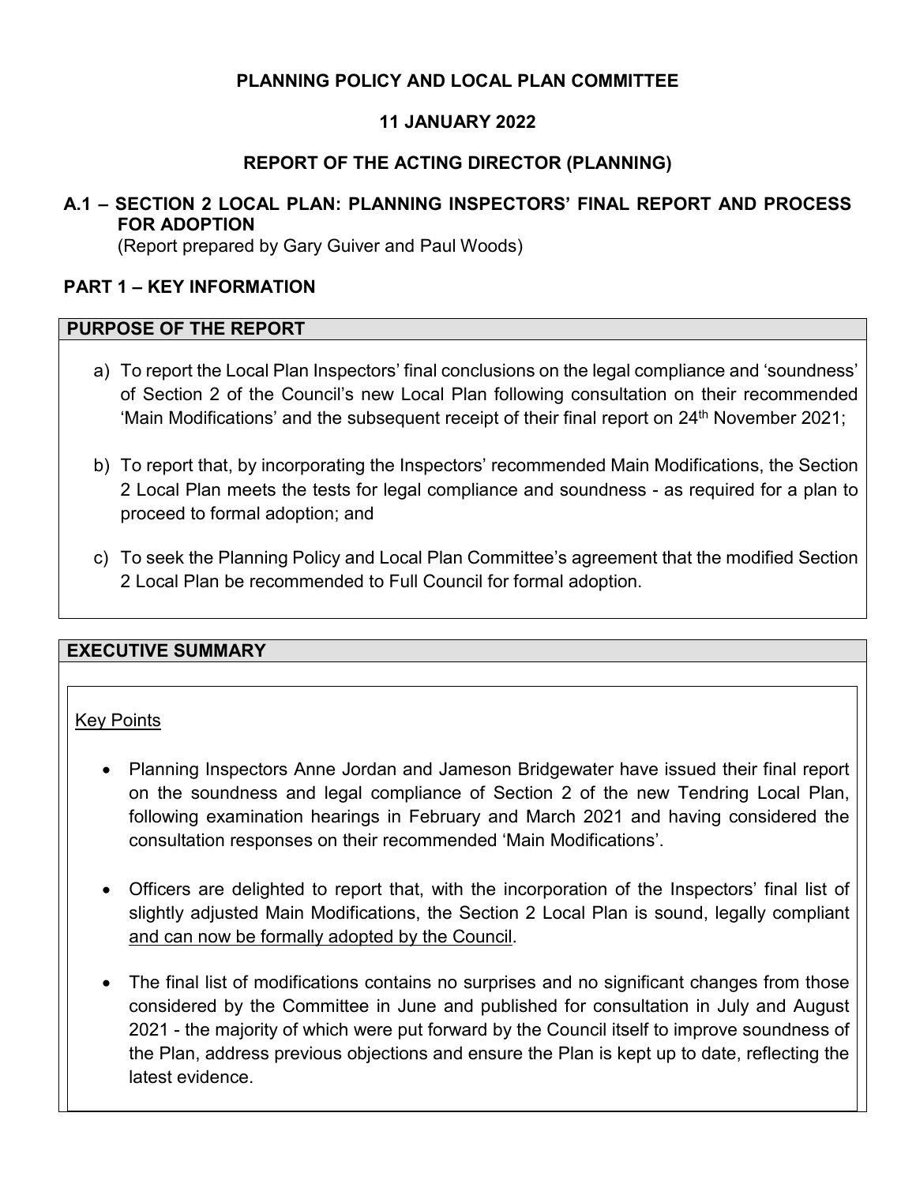**PLANNING POLICY AND LOCAL PLAN COMMITTEE**

**11 JANUARY 2022**

**REPORT OF THE ACTING DIRECTOR (PLANNING)**

## A.1 – SECTION 2 LOCAL PLAN: PLANNING INSPECTORS' FINAL REPORT AND PROCESS FOR ADOPTION

(Report prepared by Gary Guiver and Paul Woods)

## PART 1 – KEY INFORMATION

### PURPOSE OF THE REPORT

a) To report the Local Plan Inspectors' final conclusions on the legal compliance and 'soundness' of Section 2 of the Council's new Local Plan following consultation on their recommended 'Main Modifications' and the subsequent receipt of their final report on 24th November 2021;

b) To report that, by incorporating the Inspectors' recommended Main Modifications, the Section 2 Local Plan meets the tests for legal compliance and soundness - as required for a plan to proceed to formal adoption; and

c) To seek the Planning Policy and Local Plan Committee's agreement that the modified Section 2 Local Plan be recommended to Full Council for formal adoption.

### EXECUTIVE SUMMARY

Key Points

- Planning Inspectors Anne Jordan and Jameson Bridgewater have issued their final report on the soundness and legal compliance of Section 2 of the new Tendring Local Plan, following examination hearings in February and March 2021 and having considered the consultation responses on their recommended 'Main Modifications'.

- Officers are delighted to report that, with the incorporation of the Inspectors' final list of slightly adjusted Main Modifications, the Section 2 Local Plan is sound, legally compliant and can now be formally adopted by the Council.

- The final list of modifications contains no surprises and no significant changes from those considered by the Committee in June and published for consultation in July and August 2021 - the majority of which were put forward by the Council itself to improve soundness of the Plan, address previous objections and ensure the Plan is kept up to date, reflecting the latest evidence.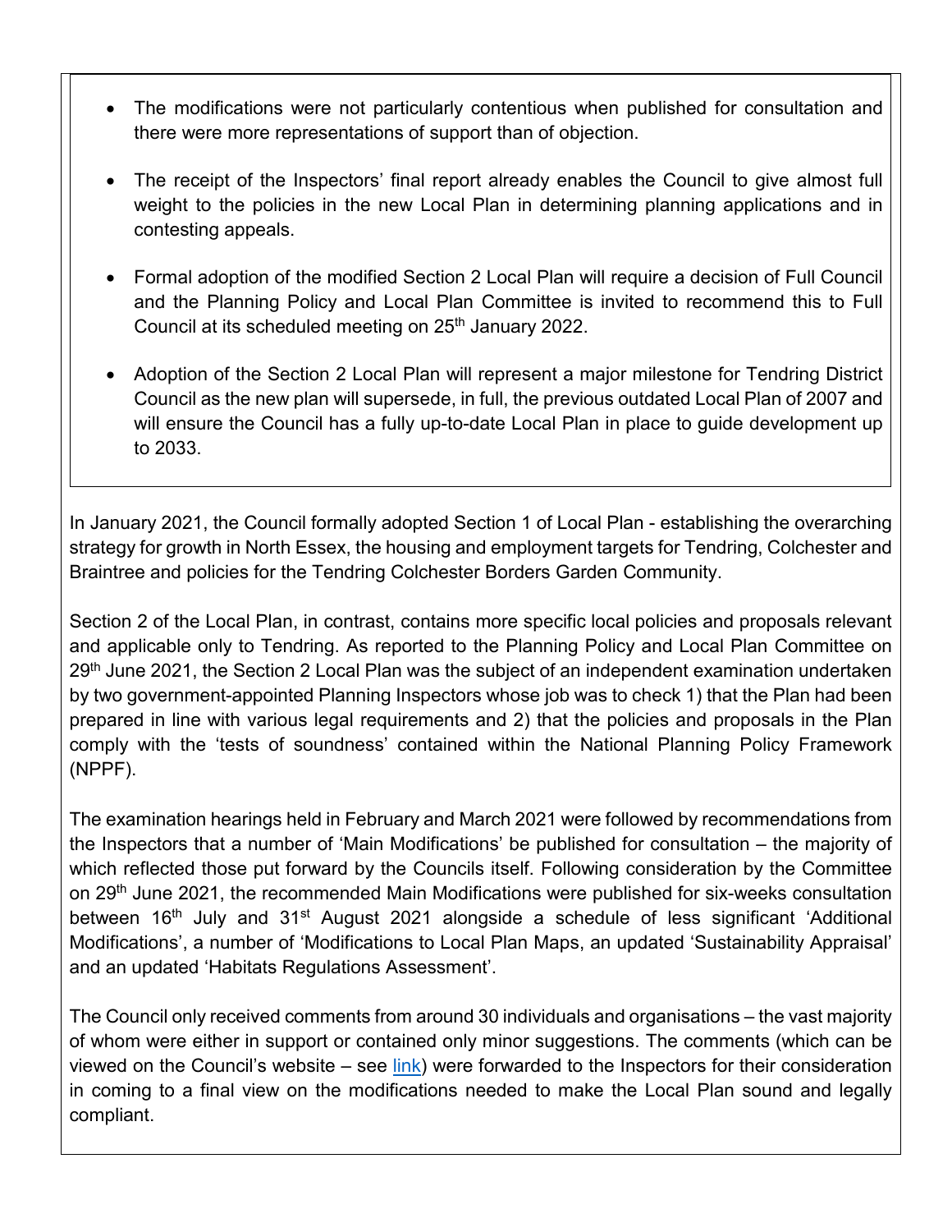- The modifications were not particularly contentious when published for consultation and there were more representations of support than of objection.
- The receipt of the Inspectors' final report already enables the Council to give almost full weight to the policies in the new Local Plan in determining planning applications and in contesting appeals.
- Formal adoption of the modified Section 2 Local Plan will require a decision of Full Council and the Planning Policy and Local Plan Committee is invited to recommend this to Full Council at its scheduled meeting on 25th January 2022.
- Adoption of the Section 2 Local Plan will represent a major milestone for Tendring District Council as the new plan will supersede, in full, the previous outdated Local Plan of 2007 and will ensure the Council has a fully up-to-date Local Plan in place to guide development up to 2033.

In January 2021, the Council formally adopted Section 1 of Local Plan - establishing the overarching strategy for growth in North Essex, the housing and employment targets for Tendring, Colchester and Braintree and policies for the Tendring Colchester Borders Garden Community.

Section 2 of the Local Plan, in contrast, contains more specific local policies and proposals relevant and applicable only to Tendring. As reported to the Planning Policy and Local Plan Committee on 29th June 2021, the Section 2 Local Plan was the subject of an independent examination undertaken by two government-appointed Planning Inspectors whose job was to check 1) that the Plan had been prepared in line with various legal requirements and 2) that the policies and proposals in the Plan comply with the 'tests of soundness' contained within the National Planning Policy Framework (NPPF).

The examination hearings held in February and March 2021 were followed by recommendations from the Inspectors that a number of 'Main Modifications' be published for consultation – the majority of which reflected those put forward by the Councils itself. Following consideration by the Committee on 29th June 2021, the recommended Main Modifications were published for six-weeks consultation between 16th July and 31st August 2021 alongside a schedule of less significant 'Additional Modifications', a number of 'Modifications to Local Plan Maps, an updated 'Sustainability Appraisal' and an updated 'Habitats Regulations Assessment'.

The Council only received comments from around 30 individuals and organisations – the vast majority of whom were either in support or contained only minor suggestions. The comments (which can be viewed on the Council's website – see link) were forwarded to the Inspectors for their consideration in coming to a final view on the modifications needed to make the Local Plan sound and legally compliant.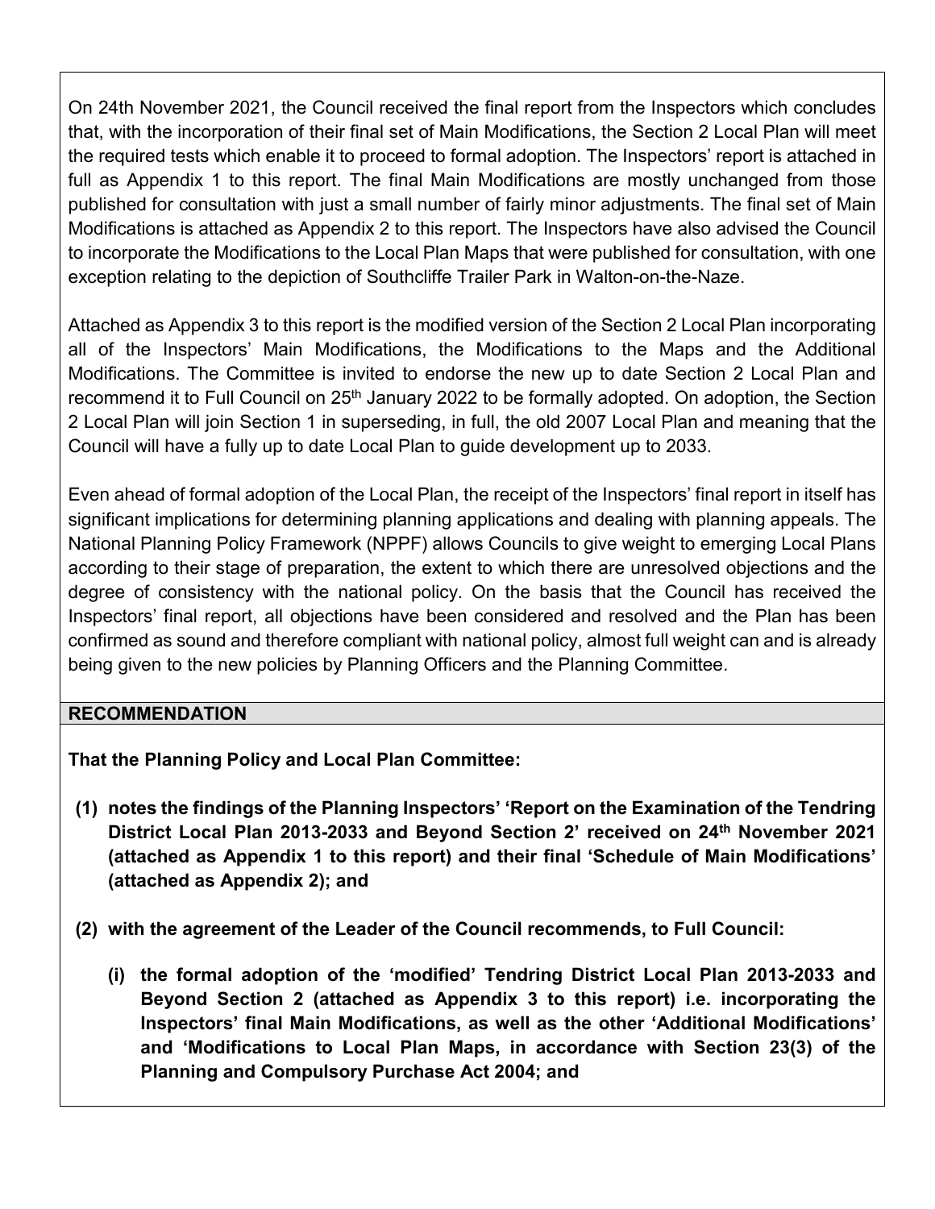On 24th November 2021, the Council received the final report from the Inspectors which concludes that, with the incorporation of their final set of Main Modifications, the Section 2 Local Plan will meet the required tests which enable it to proceed to formal adoption. The Inspectors' report is attached in full as Appendix 1 to this report. The final Main Modifications are mostly unchanged from those published for consultation with just a small number of fairly minor adjustments. The final set of Main Modifications is attached as Appendix 2 to this report. The Inspectors have also advised the Council to incorporate the Modifications to the Local Plan Maps that were published for consultation, with one exception relating to the depiction of Southcliffe Trailer Park in Walton-on-the-Naze.

Attached as Appendix 3 to this report is the modified version of the Section 2 Local Plan incorporating all of the Inspectors' Main Modifications, the Modifications to the Maps and the Additional Modifications. The Committee is invited to endorse the new up to date Section 2 Local Plan and recommend it to Full Council on 25th January 2022 to be formally adopted. On adoption, the Section 2 Local Plan will join Section 1 in superseding, in full, the old 2007 Local Plan and meaning that the Council will have a fully up to date Local Plan to guide development up to 2033.

Even ahead of formal adoption of the Local Plan, the receipt of the Inspectors' final report in itself has significant implications for determining planning applications and dealing with planning appeals. The National Planning Policy Framework (NPPF) allows Councils to give weight to emerging Local Plans according to their stage of preparation, the extent to which there are unresolved objections and the degree of consistency with the national policy. On the basis that the Council has received the Inspectors' final report, all objections have been considered and resolved and the Plan has been confirmed as sound and therefore compliant with national policy, almost full weight can and is already being given to the new policies by Planning Officers and the Planning Committee.

## RECOMMENDATION

**That the Planning Policy and Local Plan Committee:**

**(1) notes the findings of the Planning Inspectors' 'Report on the Examination of the Tendring District Local Plan 2013-2033 and Beyond Section 2' received on 24th November 2021 (attached as Appendix 1 to this report) and their final 'Schedule of Main Modifications' (attached as Appendix 2); and**

**(2) with the agreement of the Leader of the Council recommends, to Full Council:**

**(i) the formal adoption of the 'modified' Tendring District Local Plan 2013-2033 and Beyond Section 2 (attached as Appendix 3 to this report) i.e. incorporating the Inspectors' final Main Modifications, as well as the other 'Additional Modifications' and 'Modifications to Local Plan Maps, in accordance with Section 23(3) of the Planning and Compulsory Purchase Act 2004; and**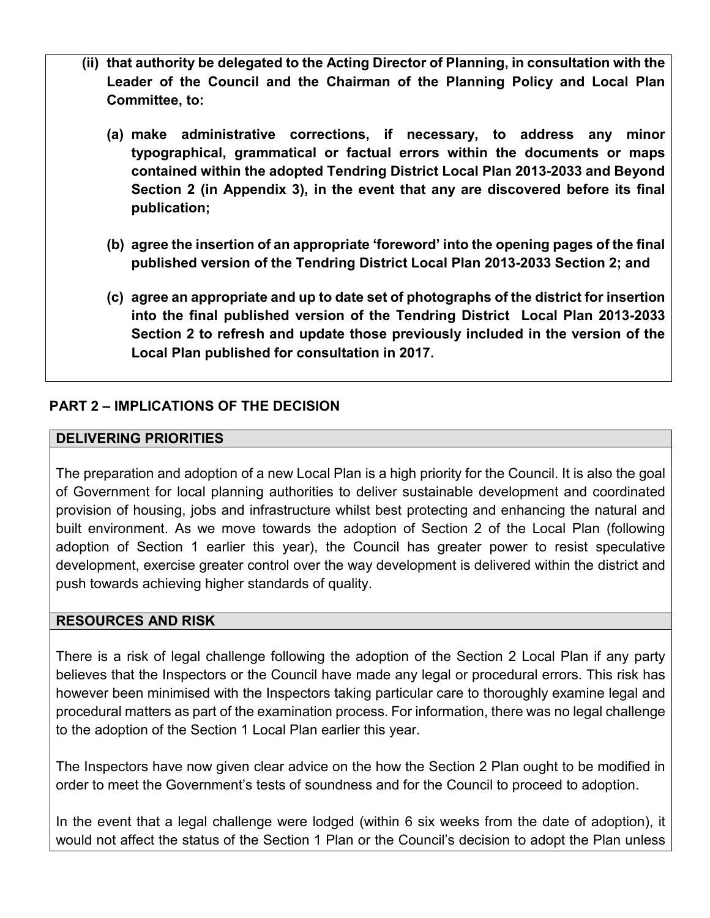**(ii) that authority be delegated to the Acting Director of Planning, in consultation with the Leader of the Council and the Chairman of the Planning Policy and Local Plan Committee, to:**

**(a) make administrative corrections, if necessary, to address any minor typographical, grammatical or factual errors within the documents or maps contained within the adopted Tendring District Local Plan 2013-2033 and Beyond Section 2 (in Appendix 3), in the event that any are discovered before its final publication;**

**(b) agree the insertion of an appropriate 'foreword' into the opening pages of the final published version of the Tendring District Local Plan 2013-2033 Section 2; and**

**(c) agree an appropriate and up to date set of photographs of the district for insertion into the final published version of the Tendring District Local Plan 2013-2033 Section 2 to refresh and update those previously included in the version of the Local Plan published for consultation in 2017.**

## PART 2 – IMPLICATIONS OF THE DECISION

### DELIVERING PRIORITIES

The preparation and adoption of a new Local Plan is a high priority for the Council. It is also the goal of Government for local planning authorities to deliver sustainable development and coordinated provision of housing, jobs and infrastructure whilst best protecting and enhancing the natural and built environment. As we move towards the adoption of Section 2 of the Local Plan (following adoption of Section 1 earlier this year), the Council has greater power to resist speculative development, exercise greater control over the way development is delivered within the district and push towards achieving higher standards of quality.

### RESOURCES AND RISK

There is a risk of legal challenge following the adoption of the Section 2 Local Plan if any party believes that the Inspectors or the Council have made any legal or procedural errors. This risk has however been minimised with the Inspectors taking particular care to thoroughly examine legal and procedural matters as part of the examination process. For information, there was no legal challenge to the adoption of the Section 1 Local Plan earlier this year.

The Inspectors have now given clear advice on the how the Section 2 Plan ought to be modified in order to meet the Government's tests of soundness and for the Council to proceed to adoption.

In the event that a legal challenge were lodged (within 6 six weeks from the date of adoption), it would not affect the status of the Section 1 Plan or the Council's decision to adopt the Plan unless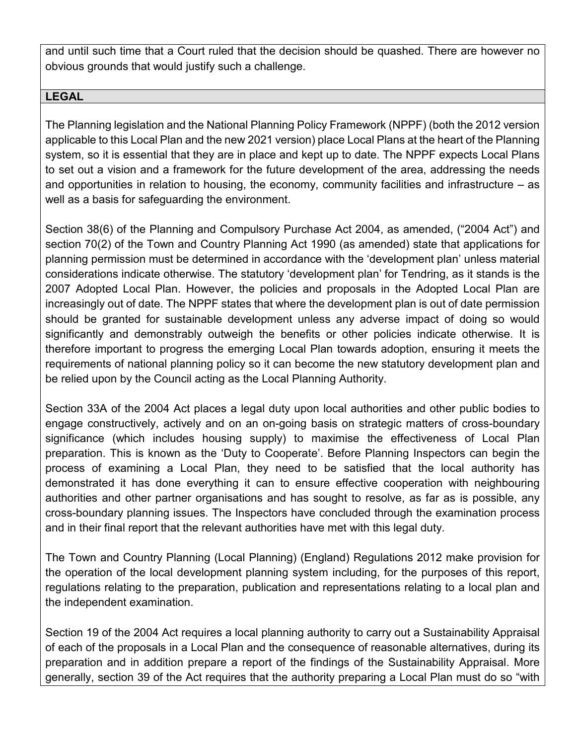and until such time that a Court ruled that the decision should be quashed. There are however no obvious grounds that would justify such a challenge.

## LEGAL

The Planning legislation and the National Planning Policy Framework (NPPF) (both the 2012 version applicable to this Local Plan and the new 2021 version) place Local Plans at the heart of the Planning system, so it is essential that they are in place and kept up to date. The NPPF expects Local Plans to set out a vision and a framework for the future development of the area, addressing the needs and opportunities in relation to housing, the economy, community facilities and infrastructure – as well as a basis for safeguarding the environment.

Section 38(6) of the Planning and Compulsory Purchase Act 2004, as amended, ("2004 Act") and section 70(2) of the Town and Country Planning Act 1990 (as amended) state that applications for planning permission must be determined in accordance with the 'development plan' unless material considerations indicate otherwise. The statutory 'development plan' for Tendring, as it stands is the 2007 Adopted Local Plan. However, the policies and proposals in the Adopted Local Plan are increasingly out of date. The NPPF states that where the development plan is out of date permission should be granted for sustainable development unless any adverse impact of doing so would significantly and demonstrably outweigh the benefits or other policies indicate otherwise. It is therefore important to progress the emerging Local Plan towards adoption, ensuring it meets the requirements of national planning policy so it can become the new statutory development plan and be relied upon by the Council acting as the Local Planning Authority.

Section 33A of the 2004 Act places a legal duty upon local authorities and other public bodies to engage constructively, actively and on an on-going basis on strategic matters of cross-boundary significance (which includes housing supply) to maximise the effectiveness of Local Plan preparation. This is known as the 'Duty to Cooperate'. Before Planning Inspectors can begin the process of examining a Local Plan, they need to be satisfied that the local authority has demonstrated it has done everything it can to ensure effective cooperation with neighbouring authorities and other partner organisations and has sought to resolve, as far as is possible, any cross-boundary planning issues. The Inspectors have concluded through the examination process and in their final report that the relevant authorities have met with this legal duty.

The Town and Country Planning (Local Planning) (England) Regulations 2012 make provision for the operation of the local development planning system including, for the purposes of this report, regulations relating to the preparation, publication and representations relating to a local plan and the independent examination.

Section 19 of the 2004 Act requires a local planning authority to carry out a Sustainability Appraisal of each of the proposals in a Local Plan and the consequence of reasonable alternatives, during its preparation and in addition prepare a report of the findings of the Sustainability Appraisal. More generally, section 39 of the Act requires that the authority preparing a Local Plan must do so "with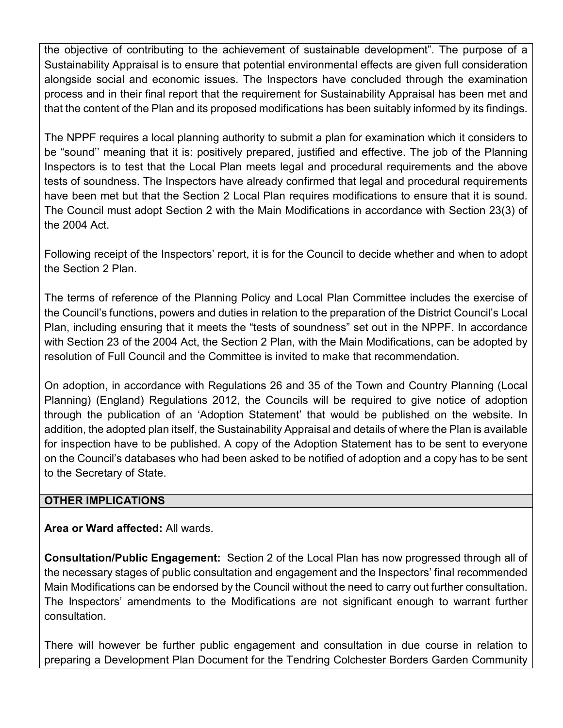the objective of contributing to the achievement of sustainable development". The purpose of a Sustainability Appraisal is to ensure that potential environmental effects are given full consideration alongside social and economic issues. The Inspectors have concluded through the examination process and in their final report that the requirement for Sustainability Appraisal has been met and that the content of the Plan and its proposed modifications has been suitably informed by its findings.

The NPPF requires a local planning authority to submit a plan for examination which it considers to be "sound'' meaning that it is: positively prepared, justified and effective. The job of the Planning Inspectors is to test that the Local Plan meets legal and procedural requirements and the above tests of soundness. The Inspectors have already confirmed that legal and procedural requirements have been met but that the Section 2 Local Plan requires modifications to ensure that it is sound. The Council must adopt Section 2 with the Main Modifications in accordance with Section 23(3) of the 2004 Act.

Following receipt of the Inspectors' report, it is for the Council to decide whether and when to adopt the Section 2 Plan.

The terms of reference of the Planning Policy and Local Plan Committee includes the exercise of the Council's functions, powers and duties in relation to the preparation of the District Council's Local Plan, including ensuring that it meets the "tests of soundness" set out in the NPPF. In accordance with Section 23 of the 2004 Act, the Section 2 Plan, with the Main Modifications, can be adopted by resolution of Full Council and the Committee is invited to make that recommendation.

On adoption, in accordance with Regulations 26 and 35 of the Town and Country Planning (Local Planning) (England) Regulations 2012, the Councils will be required to give notice of adoption through the publication of an 'Adoption Statement' that would be published on the website. In addition, the adopted plan itself, the Sustainability Appraisal and details of where the Plan is available for inspection have to be published. A copy of the Adoption Statement has to be sent to everyone on the Council's databases who had been asked to be notified of adoption and a copy has to be sent to the Secretary of State.

**OTHER IMPLICATIONS**

**Area or Ward affected:** All wards.

**Consultation/Public Engagement:** Section 2 of the Local Plan has now progressed through all of the necessary stages of public consultation and engagement and the Inspectors' final recommended Main Modifications can be endorsed by the Council without the need to carry out further consultation. The Inspectors' amendments to the Modifications are not significant enough to warrant further consultation.

There will however be further public engagement and consultation in due course in relation to preparing a Development Plan Document for the Tendring Colchester Borders Garden Community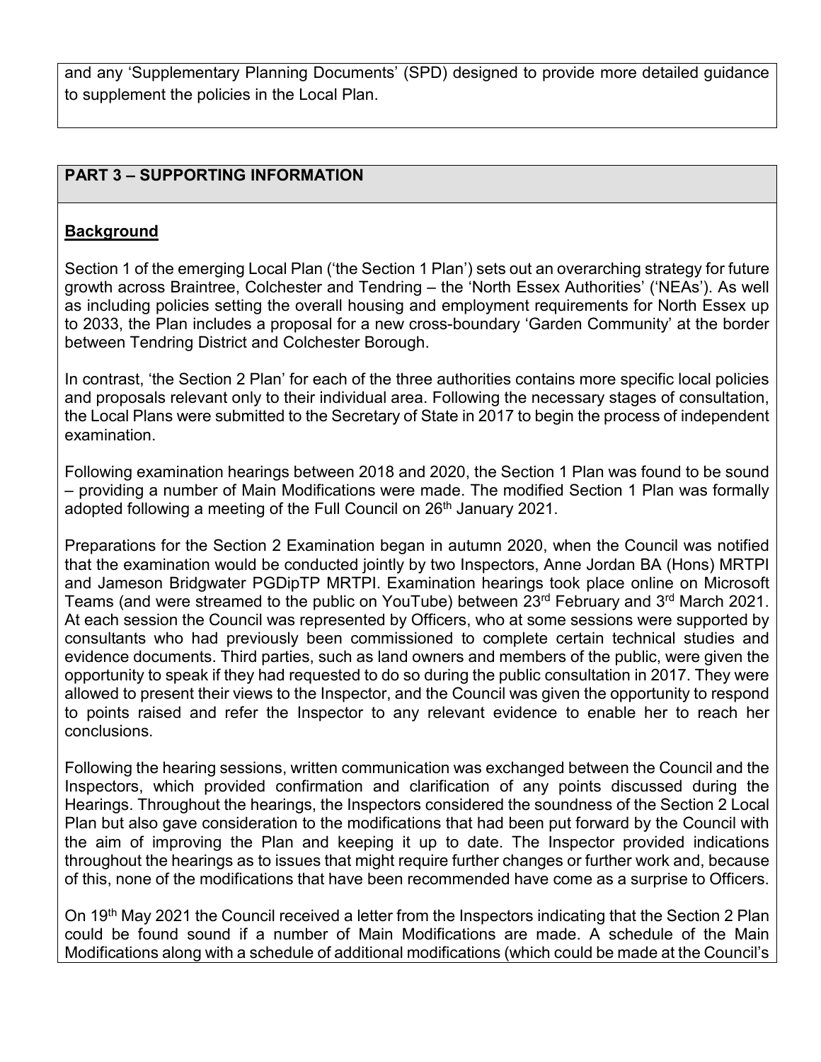and any 'Supplementary Planning Documents' (SPD) designed to provide more detailed guidance to supplement the policies in the Local Plan.

## PART 3 – SUPPORTING INFORMATION

### Background

Section 1 of the emerging Local Plan ('the Section 1 Plan') sets out an overarching strategy for future growth across Braintree, Colchester and Tendring – the 'North Essex Authorities' ('NEAs'). As well as including policies setting the overall housing and employment requirements for North Essex up to 2033, the Plan includes a proposal for a new cross-boundary 'Garden Community' at the border between Tendring District and Colchester Borough.

In contrast, 'the Section 2 Plan' for each of the three authorities contains more specific local policies and proposals relevant only to their individual area. Following the necessary stages of consultation, the Local Plans were submitted to the Secretary of State in 2017 to begin the process of independent examination.

Following examination hearings between 2018 and 2020, the Section 1 Plan was found to be sound – providing a number of Main Modifications were made. The modified Section 1 Plan was formally adopted following a meeting of the Full Council on 26th January 2021.

Preparations for the Section 2 Examination began in autumn 2020, when the Council was notified that the examination would be conducted jointly by two Inspectors, Anne Jordan BA (Hons) MRTPI and Jameson Bridgwater PGDipTP MRTPI. Examination hearings took place online on Microsoft Teams (and were streamed to the public on YouTube) between 23rd February and 3rd March 2021. At each session the Council was represented by Officers, who at some sessions were supported by consultants who had previously been commissioned to complete certain technical studies and evidence documents. Third parties, such as land owners and members of the public, were given the opportunity to speak if they had requested to do so during the public consultation in 2017. They were allowed to present their views to the Inspector, and the Council was given the opportunity to respond to points raised and refer the Inspector to any relevant evidence to enable her to reach her conclusions.

Following the hearing sessions, written communication was exchanged between the Council and the Inspectors, which provided confirmation and clarification of any points discussed during the Hearings. Throughout the hearings, the Inspectors considered the soundness of the Section 2 Local Plan but also gave consideration to the modifications that had been put forward by the Council with the aim of improving the Plan and keeping it up to date. The Inspector provided indications throughout the hearings as to issues that might require further changes or further work and, because of this, none of the modifications that have been recommended have come as a surprise to Officers.

On 19th May 2021 the Council received a letter from the Inspectors indicating that the Section 2 Plan could be found sound if a number of Main Modifications are made. A schedule of the Main Modifications along with a schedule of additional modifications (which could be made at the Council's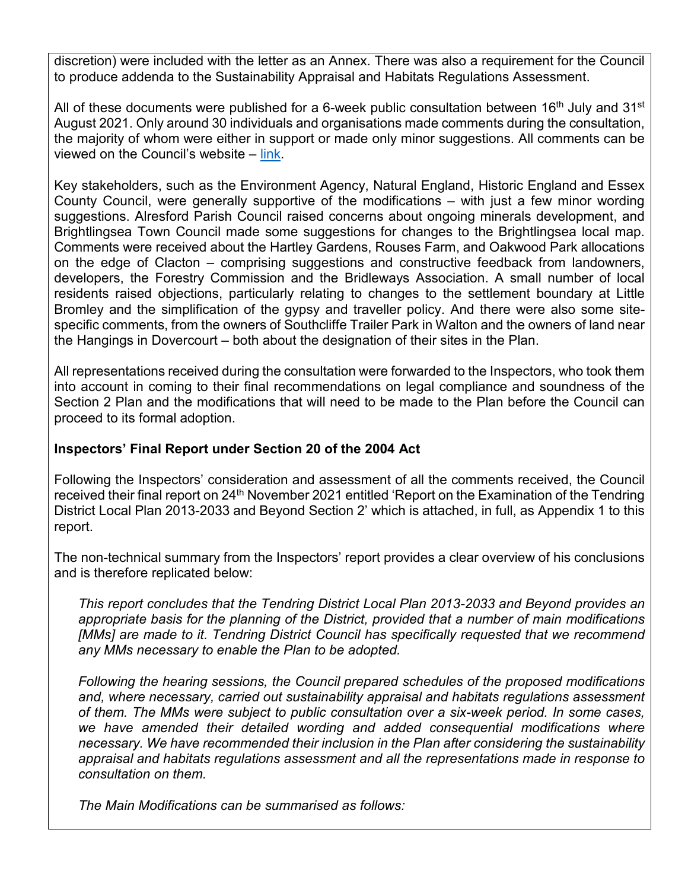discretion) were included with the letter as an Annex. There was also a requirement for the Council to produce addenda to the Sustainability Appraisal and Habitats Regulations Assessment.

All of these documents were published for a 6-week public consultation between 16th July and 31st August 2021. Only around 30 individuals and organisations made comments during the consultation, the majority of whom were either in support or made only minor suggestions. All comments can be viewed on the Council's website – link.

Key stakeholders, such as the Environment Agency, Natural England, Historic England and Essex County Council, were generally supportive of the modifications – with just a few minor wording suggestions. Alresford Parish Council raised concerns about ongoing minerals development, and Brightlingsea Town Council made some suggestions for changes to the Brightlingsea local map. Comments were received about the Hartley Gardens, Rouses Farm, and Oakwood Park allocations on the edge of Clacton – comprising suggestions and constructive feedback from landowners, developers, the Forestry Commission and the Bridleways Association. A small number of local residents raised objections, particularly relating to changes to the settlement boundary at Little Bromley and the simplification of the gypsy and traveller policy. And there were also some site-specific comments, from the owners of Southcliffe Trailer Park in Walton and the owners of land near the Hangings in Dovercourt – both about the designation of their sites in the Plan.

All representations received during the consultation were forwarded to the Inspectors, who took them into account in coming to their final recommendations on legal compliance and soundness of the Section 2 Plan and the modifications that will need to be made to the Plan before the Council can proceed to its formal adoption.

**Inspectors' Final Report under Section 20 of the 2004 Act**

Following the Inspectors' consideration and assessment of all the comments received, the Council received their final report on 24th November 2021 entitled 'Report on the Examination of the Tendring District Local Plan 2013-2033 and Beyond Section 2' which is attached, in full, as Appendix 1 to this report.

The non-technical summary from the Inspectors' report provides a clear overview of his conclusions and is therefore replicated below:

*This report concludes that the Tendring District Local Plan 2013-2033 and Beyond provides an appropriate basis for the planning of the District, provided that a number of main modifications [MMs] are made to it. Tendring District Council has specifically requested that we recommend any MMs necessary to enable the Plan to be adopted.*

*Following the hearing sessions, the Council prepared schedules of the proposed modifications and, where necessary, carried out sustainability appraisal and habitats regulations assessment of them. The MMs were subject to public consultation over a six-week period. In some cases, we have amended their detailed wording and added consequential modifications where necessary. We have recommended their inclusion in the Plan after considering the sustainability appraisal and habitats regulations assessment and all the representations made in response to consultation on them.*

*The Main Modifications can be summarised as follows:*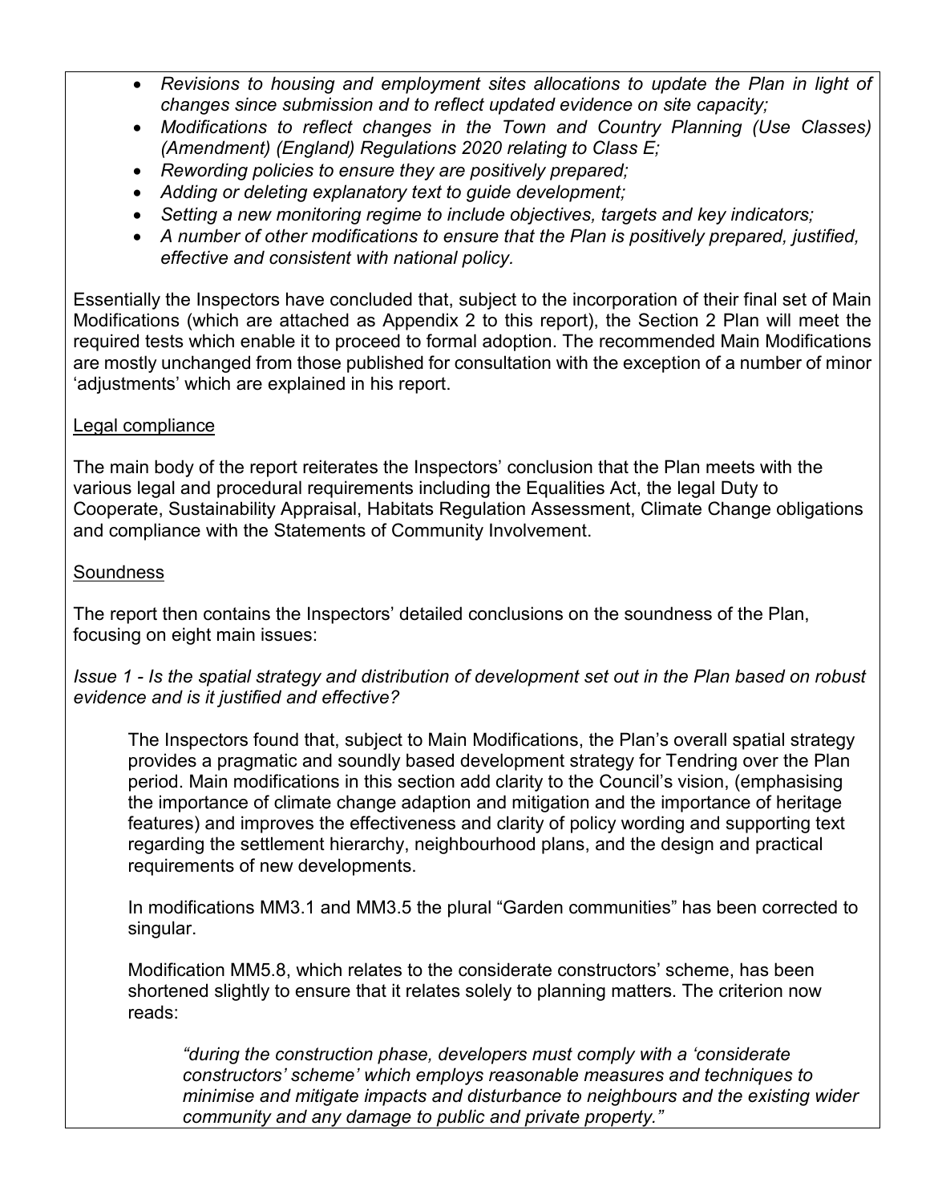- *Revisions to housing and employment sites allocations to update the Plan in light of changes since submission and to reflect updated evidence on site capacity;*
- *Modifications to reflect changes in the Town and Country Planning (Use Classes) (Amendment) (England) Regulations 2020 relating to Class E;*
- *Rewording policies to ensure they are positively prepared;*
- *Adding or deleting explanatory text to guide development;*
- *Setting a new monitoring regime to include objectives, targets and key indicators;*
- *A number of other modifications to ensure that the Plan is positively prepared, justified, effective and consistent with national policy.*

Essentially the Inspectors have concluded that, subject to the incorporation of their final set of Main Modifications (which are attached as Appendix 2 to this report), the Section 2 Plan will meet the required tests which enable it to proceed to formal adoption. The recommended Main Modifications are mostly unchanged from those published for consultation with the exception of a number of minor 'adjustments' which are explained in his report.

Legal compliance

The main body of the report reiterates the Inspectors' conclusion that the Plan meets with the various legal and procedural requirements including the Equalities Act, the legal Duty to Cooperate, Sustainability Appraisal, Habitats Regulation Assessment, Climate Change obligations and compliance with the Statements of Community Involvement.

Soundness

The report then contains the Inspectors' detailed conclusions on the soundness of the Plan, focusing on eight main issues:

*Issue 1 - Is the spatial strategy and distribution of development set out in the Plan based on robust evidence and is it justified and effective?*

> The Inspectors found that, subject to Main Modifications, the Plan's overall spatial strategy provides a pragmatic and soundly based development strategy for Tendring over the Plan period. Main modifications in this section add clarity to the Council's vision, (emphasising the importance of climate change adaption and mitigation and the importance of heritage features) and improves the effectiveness and clarity of policy wording and supporting text regarding the settlement hierarchy, neighbourhood plans, and the design and practical requirements of new developments.
>
> In modifications MM3.1 and MM3.5 the plural "Garden communities" has been corrected to singular.
>
> Modification MM5.8, which relates to the considerate constructors' scheme, has been shortened slightly to ensure that it relates solely to planning matters. The criterion now reads:
>
> > *"during the construction phase, developers must comply with a 'considerate constructors' scheme' which employs reasonable measures and techniques to minimise and mitigate impacts and disturbance to neighbours and the existing wider community and any damage to public and private property."*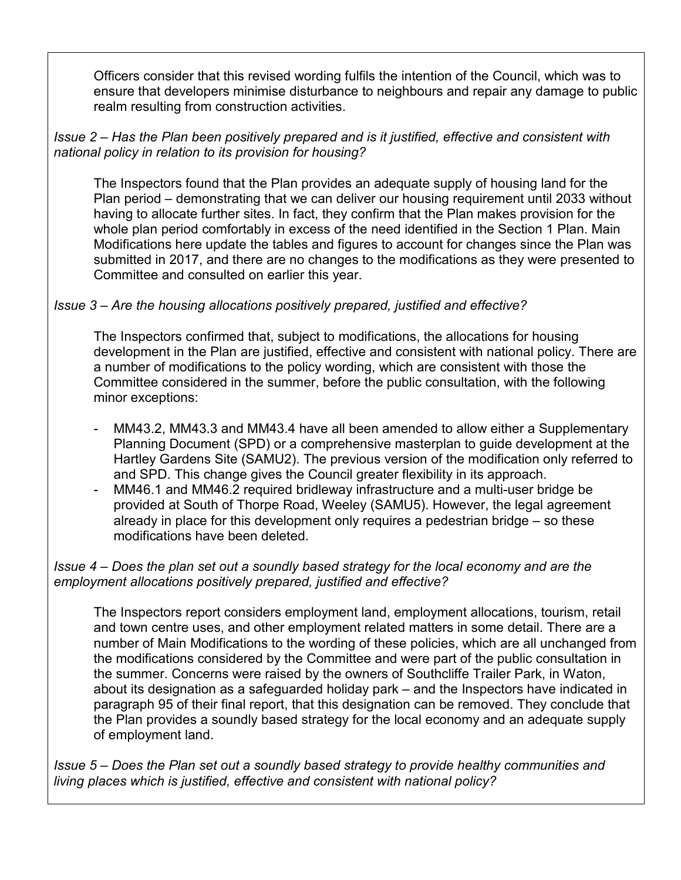Officers consider that this revised wording fulfils the intention of the Council, which was to ensure that developers minimise disturbance to neighbours and repair any damage to public realm resulting from construction activities.

*Issue 2 – Has the Plan been positively prepared and is it justified, effective and consistent with national policy in relation to its provision for housing?*

The Inspectors found that the Plan provides an adequate supply of housing land for the Plan period – demonstrating that we can deliver our housing requirement until 2033 without having to allocate further sites. In fact, they confirm that the Plan makes provision for the whole plan period comfortably in excess of the need identified in the Section 1 Plan. Main Modifications here update the tables and figures to account for changes since the Plan was submitted in 2017, and there are no changes to the modifications as they were presented to Committee and consulted on earlier this year.

*Issue 3 – Are the housing allocations positively prepared, justified and effective?*

The Inspectors confirmed that, subject to modifications, the allocations for housing development in the Plan are justified, effective and consistent with national policy. There are a number of modifications to the policy wording, which are consistent with those the Committee considered in the summer, before the public consultation, with the following minor exceptions:

- MM43.2, MM43.3 and MM43.4 have all been amended to allow either a Supplementary Planning Document (SPD) or a comprehensive masterplan to guide development at the Hartley Gardens Site (SAMU2). The previous version of the modification only referred to and SPD. This change gives the Council greater flexibility in its approach.
- MM46.1 and MM46.2 required bridleway infrastructure and a multi-user bridge be provided at South of Thorpe Road, Weeley (SAMU5). However, the legal agreement already in place for this development only requires a pedestrian bridge – so these modifications have been deleted.

*Issue 4 – Does the plan set out a soundly based strategy for the local economy and are the employment allocations positively prepared, justified and effective?*

The Inspectors report considers employment land, employment allocations, tourism, retail and town centre uses, and other employment related matters in some detail. There are a number of Main Modifications to the wording of these policies, which are all unchanged from the modifications considered by the Committee and were part of the public consultation in the summer. Concerns were raised by the owners of Southcliffe Trailer Park, in Waton, about its designation as a safeguarded holiday park – and the Inspectors have indicated in paragraph 95 of their final report, that this designation can be removed. They conclude that the Plan provides a soundly based strategy for the local economy and an adequate supply of employment land.

*Issue 5 – Does the Plan set out a soundly based strategy to provide healthy communities and living places which is justified, effective and consistent with national policy?*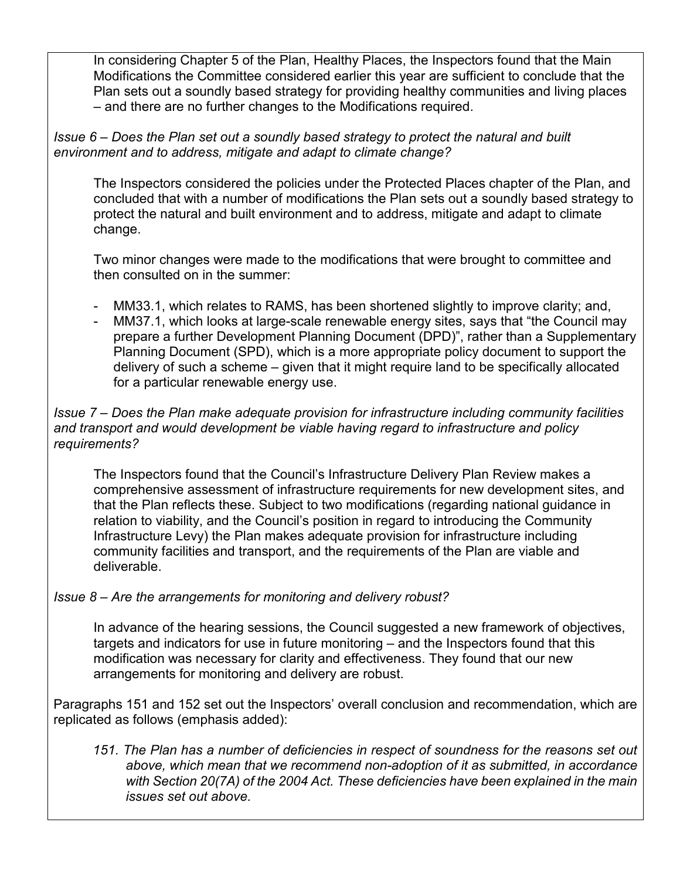In considering Chapter 5 of the Plan, Healthy Places, the Inspectors found that the Main Modifications the Committee considered earlier this year are sufficient to conclude that the Plan sets out a soundly based strategy for providing healthy communities and living places – and there are no further changes to the Modifications required.

*Issue 6 – Does the Plan set out a soundly based strategy to protect the natural and built environment and to address, mitigate and adapt to climate change?*

The Inspectors considered the policies under the Protected Places chapter of the Plan, and concluded that with a number of modifications the Plan sets out a soundly based strategy to protect the natural and built environment and to address, mitigate and adapt to climate change.

Two minor changes were made to the modifications that were brought to committee and then consulted on in the summer:

- MM33.1, which relates to RAMS, has been shortened slightly to improve clarity; and,
- MM37.1, which looks at large-scale renewable energy sites, says that "the Council may prepare a further Development Planning Document (DPD)", rather than a Supplementary Planning Document (SPD), which is a more appropriate policy document to support the delivery of such a scheme – given that it might require land to be specifically allocated for a particular renewable energy use.

*Issue 7 – Does the Plan make adequate provision for infrastructure including community facilities and transport and would development be viable having regard to infrastructure and policy requirements?*

The Inspectors found that the Council's Infrastructure Delivery Plan Review makes a comprehensive assessment of infrastructure requirements for new development sites, and that the Plan reflects these. Subject to two modifications (regarding national guidance in relation to viability, and the Council's position in regard to introducing the Community Infrastructure Levy) the Plan makes adequate provision for infrastructure including community facilities and transport, and the requirements of the Plan are viable and deliverable.

*Issue 8 – Are the arrangements for monitoring and delivery robust?*

In advance of the hearing sessions, the Council suggested a new framework of objectives, targets and indicators for use in future monitoring – and the Inspectors found that this modification was necessary for clarity and effectiveness. They found that our new arrangements for monitoring and delivery are robust.

Paragraphs 151 and 152 set out the Inspectors' overall conclusion and recommendation, which are replicated as follows (emphasis added):

*151. The Plan has a number of deficiencies in respect of soundness for the reasons set out above, which mean that we recommend non-adoption of it as submitted, in accordance with Section 20(7A) of the 2004 Act. These deficiencies have been explained in the main issues set out above.*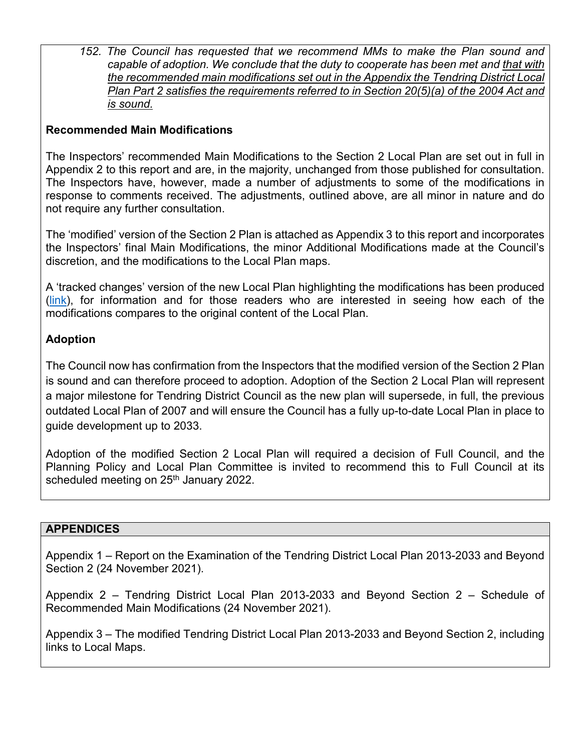*152. The Council has requested that we recommend MMs to make the Plan sound and capable of adoption. We conclude that the duty to cooperate has been met and <u>that with the recommended main modifications set out in the Appendix the Tendring District Local Plan Part 2 satisfies the requirements referred to in Section 20(5)(a) of the 2004 Act and is sound.</u>*

**Recommended Main Modifications**

The Inspectors' recommended Main Modifications to the Section 2 Local Plan are set out in full in Appendix 2 to this report and are, in the majority, unchanged from those published for consultation. The Inspectors have, however, made a number of adjustments to some of the modifications in response to comments received. The adjustments, outlined above, are all minor in nature and do not require any further consultation.

The 'modified' version of the Section 2 Plan is attached as Appendix 3 to this report and incorporates the Inspectors' final Main Modifications, the minor Additional Modifications made at the Council's discretion, and the modifications to the Local Plan maps.

A 'tracked changes' version of the new Local Plan highlighting the modifications has been produced (link), for information and for those readers who are interested in seeing how each of the modifications compares to the original content of the Local Plan.

**Adoption**

The Council now has confirmation from the Inspectors that the modified version of the Section 2 Plan is sound and can therefore proceed to adoption. Adoption of the Section 2 Local Plan will represent a major milestone for Tendring District Council as the new plan will supersede, in full, the previous outdated Local Plan of 2007 and will ensure the Council has a fully up-to-date Local Plan in place to guide development up to 2033.

Adoption of the modified Section 2 Local Plan will required a decision of Full Council, and the Planning Policy and Local Plan Committee is invited to recommend this to Full Council at its scheduled meeting on 25th January 2022.

**APPENDICES**

Appendix 1 – Report on the Examination of the Tendring District Local Plan 2013-2033 and Beyond Section 2 (24 November 2021).

Appendix 2 – Tendring District Local Plan 2013-2033 and Beyond Section 2 – Schedule of Recommended Main Modifications (24 November 2021).

Appendix 3 – The modified Tendring District Local Plan 2013-2033 and Beyond Section 2, including links to Local Maps.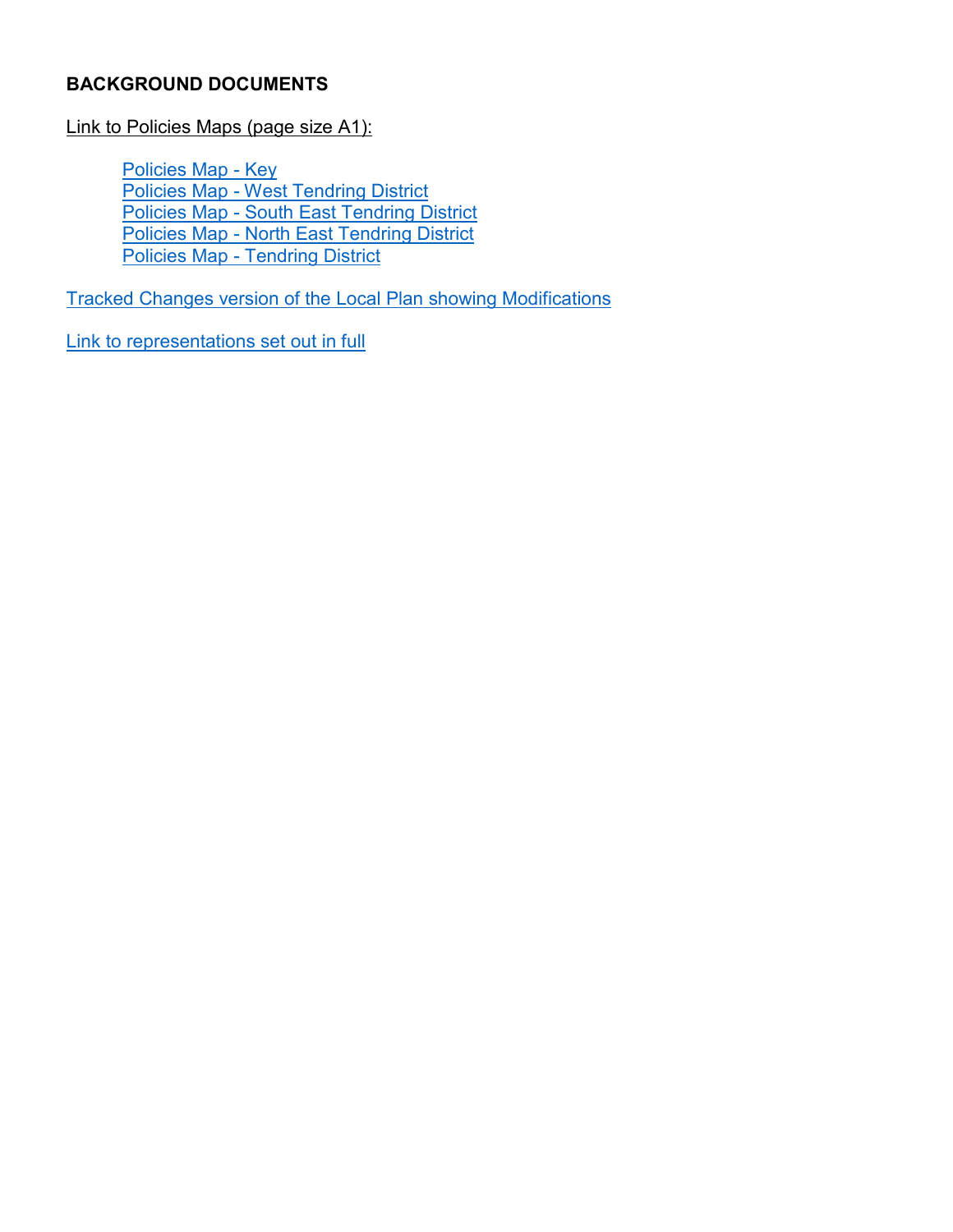**BACKGROUND DOCUMENTS**

Link to Policies Maps (page size A1):

- Policies Map - Key
- Policies Map - West Tendring District
- Policies Map - South East Tendring District
- Policies Map - North East Tendring District
- Policies Map - Tendring District

Tracked Changes version of the Local Plan showing Modifications

Link to representations set out in full